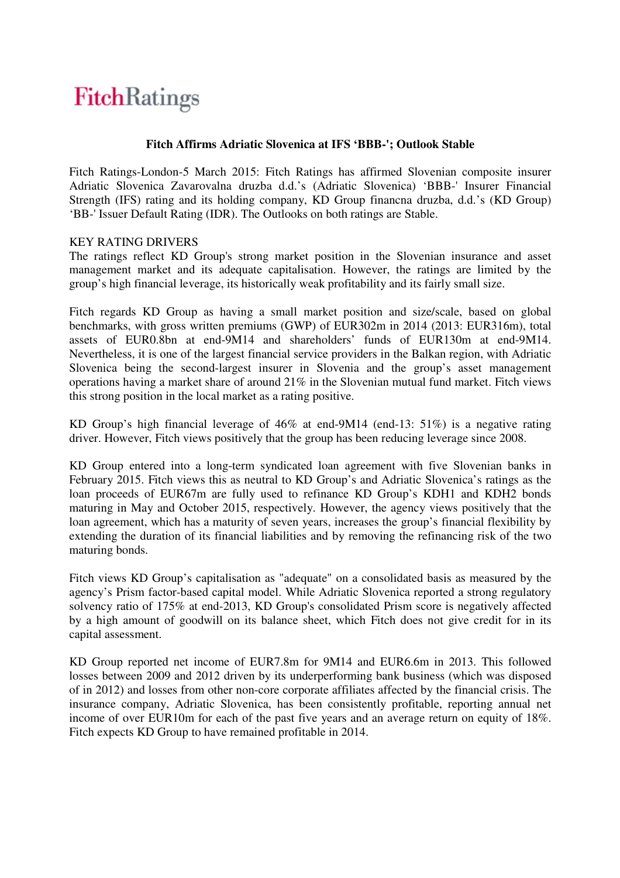FitchRatings

**Fitch Affirms Adriatic Slovenica at IFS 'BBB-'; Outlook Stable**

Fitch Ratings-London-5 March 2015: Fitch Ratings has affirmed Slovenian composite insurer Adriatic Slovenica Zavarovalna druzba d.d.'s (Adriatic Slovenica) 'BBB-' Insurer Financial Strength (IFS) rating and its holding company, KD Group financna druzba, d.d.'s (KD Group) 'BB-' Issuer Default Rating (IDR). The Outlooks on both ratings are Stable.

KEY RATING DRIVERS

The ratings reflect KD Group's strong market position in the Slovenian insurance and asset management market and its adequate capitalisation. However, the ratings are limited by the group's high financial leverage, its historically weak profitability and its fairly small size.

Fitch regards KD Group as having a small market position and size/scale, based on global benchmarks, with gross written premiums (GWP) of EUR302m in 2014 (2013: EUR316m), total assets of EUR0.8bn at end-9M14 and shareholders' funds of EUR130m at end-9M14. Nevertheless, it is one of the largest financial service providers in the Balkan region, with Adriatic Slovenica being the second-largest insurer in Slovenia and the group's asset management operations having a market share of around 21% in the Slovenian mutual fund market. Fitch views this strong position in the local market as a rating positive.

KD Group's high financial leverage of 46% at end-9M14 (end-13: 51%) is a negative rating driver. However, Fitch views positively that the group has been reducing leverage since 2008.

KD Group entered into a long-term syndicated loan agreement with five Slovenian banks in February 2015. Fitch views this as neutral to KD Group's and Adriatic Slovenica's ratings as the loan proceeds of EUR67m are fully used to refinance KD Group's KDH1 and KDH2 bonds maturing in May and October 2015, respectively. However, the agency views positively that the loan agreement, which has a maturity of seven years, increases the group's financial flexibility by extending the duration of its financial liabilities and by removing the refinancing risk of the two maturing bonds.

Fitch views KD Group's capitalisation as "adequate" on a consolidated basis as measured by the agency's Prism factor-based capital model. While Adriatic Slovenica reported a strong regulatory solvency ratio of 175% at end-2013, KD Group's consolidated Prism score is negatively affected by a high amount of goodwill on its balance sheet, which Fitch does not give credit for in its capital assessment.

KD Group reported net income of EUR7.8m for 9M14 and EUR6.6m in 2013. This followed losses between 2009 and 2012 driven by its underperforming bank business (which was disposed of in 2012) and losses from other non-core corporate affiliates affected by the financial crisis. The insurance company, Adriatic Slovenica, has been consistently profitable, reporting annual net income of over EUR10m for each of the past five years and an average return on equity of 18%. Fitch expects KD Group to have remained profitable in 2014.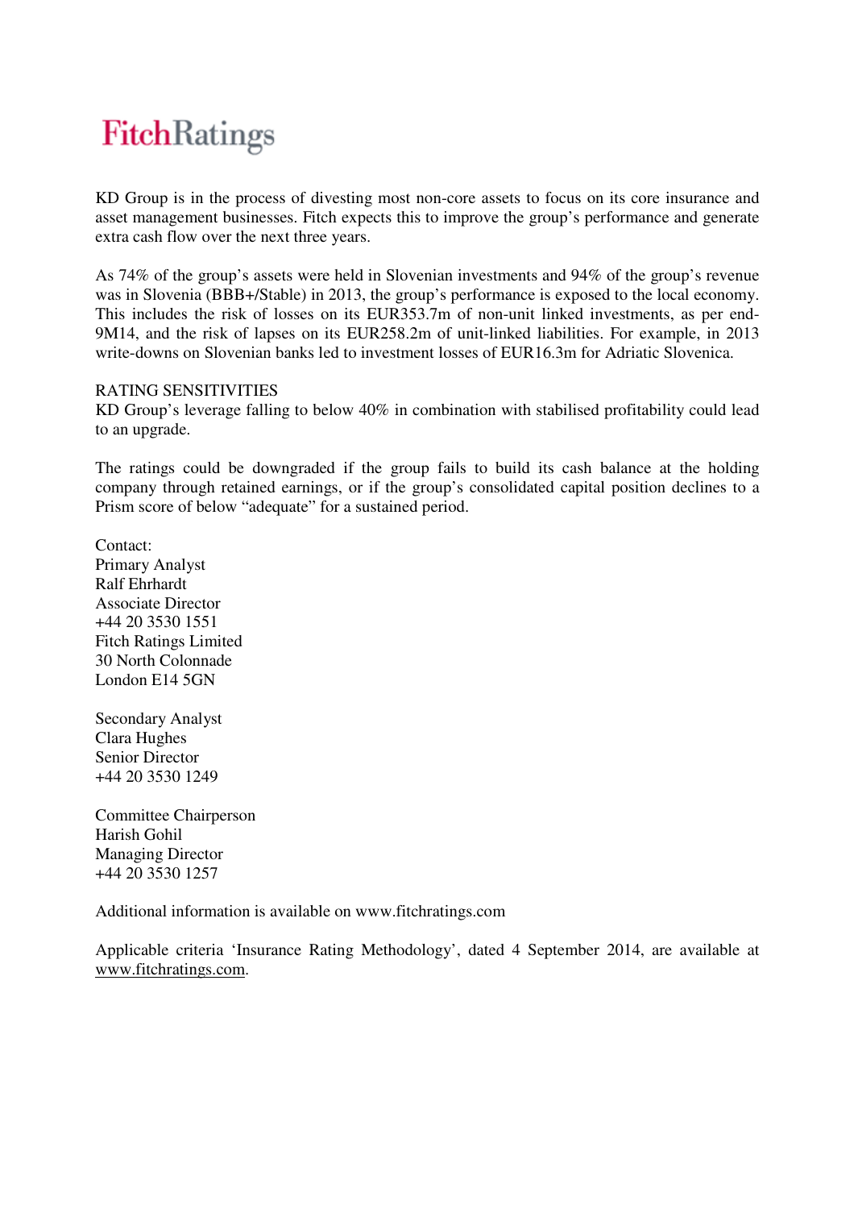KD Group is in the process of divesting most non-core assets to focus on its core insurance and asset management businesses. Fitch expects this to improve the group's performance and generate extra cash flow over the next three years.

As 74% of the group's assets were held in Slovenian investments and 94% of the group's revenue was in Slovenia (BBB+/Stable) in 2013, the group's performance is exposed to the local economy. This includes the risk of losses on its EUR353.7m of non-unit linked investments, as per end-9M14, and the risk of lapses on its EUR258.2m of unit-linked liabilities. For example, in 2013 write-downs on Slovenian banks led to investment losses of EUR16.3m for Adriatic Slovenica.

RATING SENSITIVITIES

KD Group's leverage falling to below 40% in combination with stabilised profitability could lead to an upgrade.

The ratings could be downgraded if the group fails to build its cash balance at the holding company through retained earnings, or if the group's consolidated capital position declines to a Prism score of below "adequate" for a sustained period.

Contact:
Primary Analyst
Ralf Ehrhardt
Associate Director
+44 20 3530 1551
Fitch Ratings Limited
30 North Colonnade
London E14 5GN

Secondary Analyst
Clara Hughes
Senior Director
+44 20 3530 1249

Committee Chairperson
Harish Gohil
Managing Director
+44 20 3530 1257

Additional information is available on www.fitchratings.com

Applicable criteria 'Insurance Rating Methodology', dated 4 September 2014, are available at www.fitchratings.com.